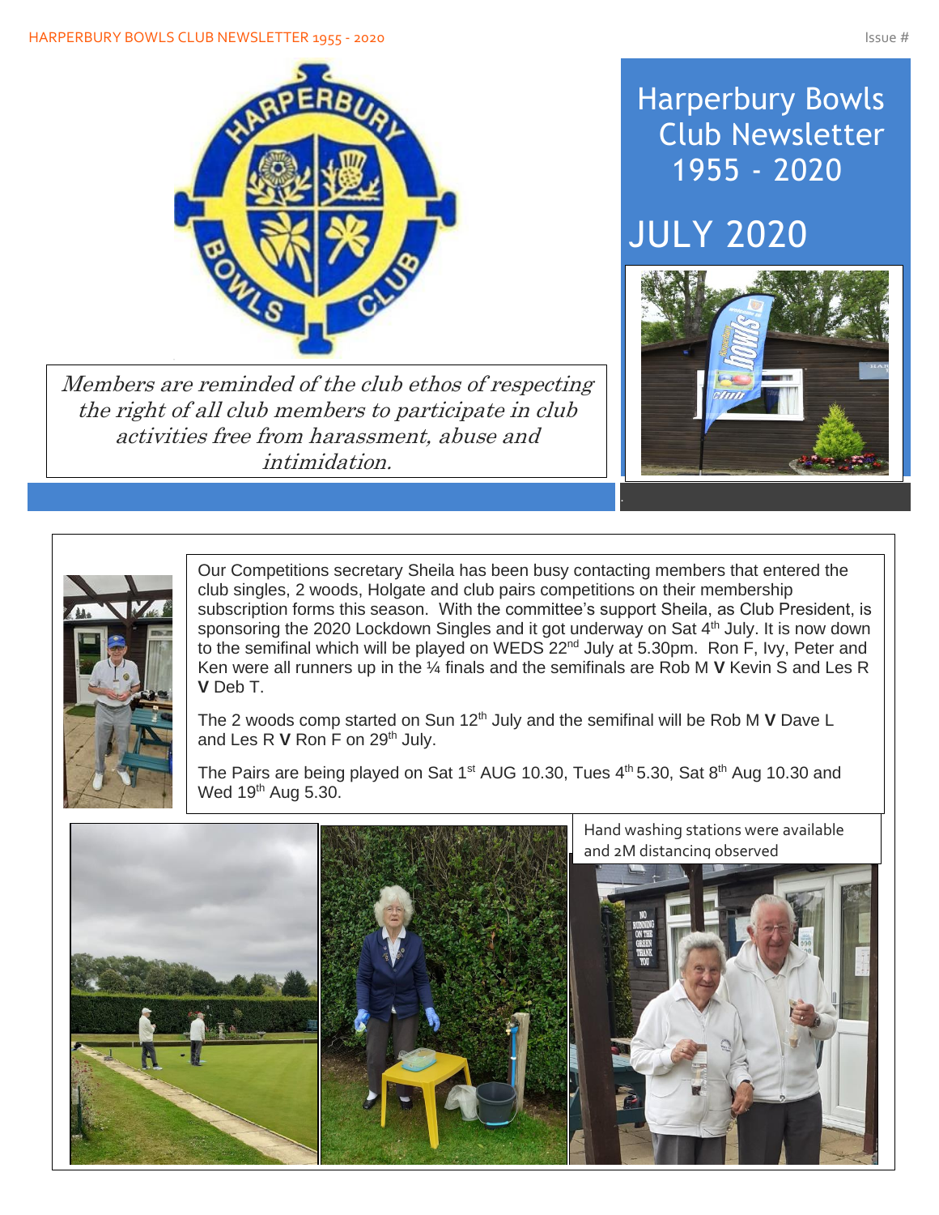# Harperbury Bowls Club Newsletter 1955 - 2020

## JULY 2020

*Members are reminded of the club ethos of respecting the right of all club members to participate in club activities free from harassment, abuse and intimidation.*

Our Competitions secretary Sheila has been busy contacting members that entered the club singles, 2 woods, Holgate and club pairs competitions on their membership subscription forms this season. With the committee's support Sheila, as Club President, is sponsoring the 2020 Lockdown Singles and it got underway on Sat 4th July. It is now down to the semifinal which will be played on WEDS 22nd July at 5.30pm. Ron F, Ivy, Peter and Ken were all runners up in the ¼ finals and the semifinals are Rob M **V** Kevin S and Les R **V** Deb T.

The 2 woods comp started on Sun 12th July and the semifinal will be Rob M **V** Dave L and Les R **V** Ron F on 29th July.

The Pairs are being played on Sat 1st AUG 10.30, Tues 4th 5.30, Sat 8th Aug 10.30 and Wed 19th Aug 5.30.

Hand washing stations were available and 2M distancing observed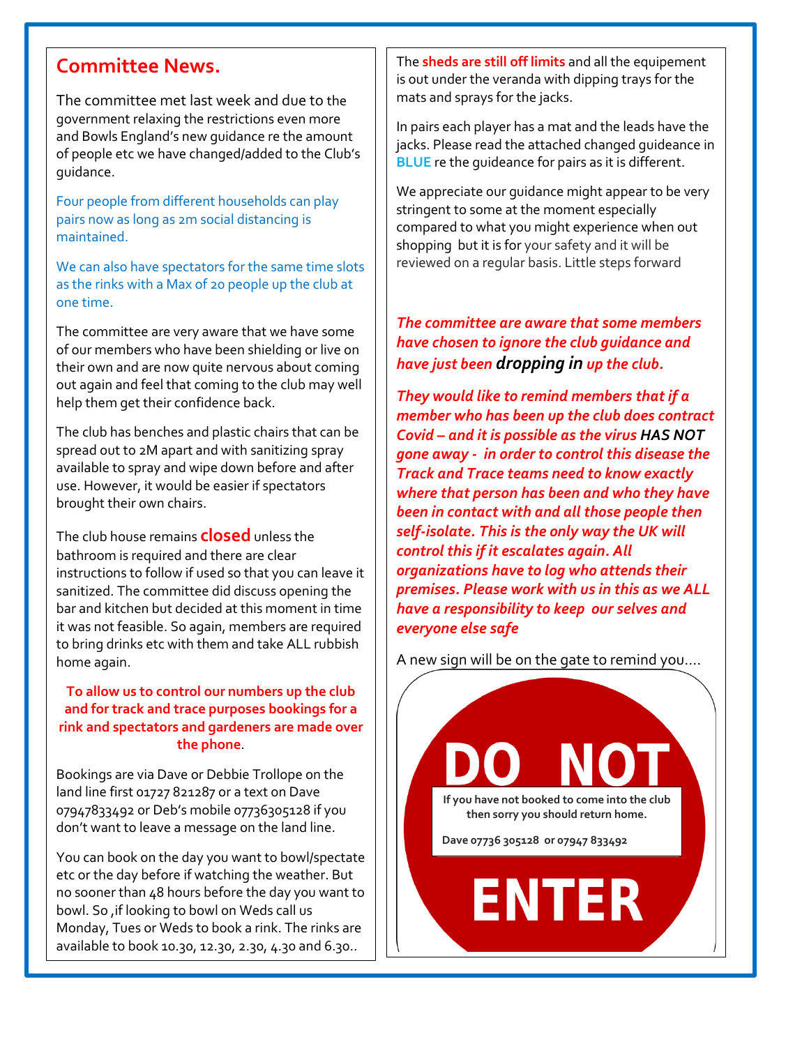## Committee News.

The committee met last week and due to the government relaxing the restrictions even more and Bowls England's new guidance re the amount of people etc we have changed/added to the Club's guidance.

Four people from different households can play pairs now as long as 2m social distancing is maintained.

We can also have spectators for the same time slots as the rinks with a Max of 20 people up the club at one time.

The committee are very aware that we have some of our members who have been shielding or live on their own and are now quite nervous about coming out again and feel that coming to the club may well help them get their confidence back.

The club has benches and plastic chairs that can be spread out to 2M apart and with sanitizing spray available to spray and wipe down before and after use. However, it would be easier if spectators brought their own chairs.

The club house remains **closed** unless the bathroom is required and there are clear instructions to follow if used so that you can leave it sanitized. The committee did discuss opening the bar and kitchen but decided at this moment in time it was not feasible. So again, members are required to bring drinks etc with them and take ALL rubbish home again.

**To allow us to control our numbers up the club and for track and trace purposes bookings for a rink and spectators and gardeners are made over the phone**.

Bookings are via Dave or Debbie Trollope on the land line first 01727 821287 or a text on Dave 07947833492 or Deb's mobile 07736305128 if you don't want to leave a message on the land line.

You can book on the day you want to bowl/spectate etc or the day before if watching the weather. But no sooner than 48 hours before the day you want to bowl. So ,if looking to bowl on Weds call us Monday, Tues or Weds to book a rink. The rinks are available to book 10.30, 12.30, 2.30, 4.30 and 6.30..

The **sheds are still off limits** and all the equipement is out under the veranda with dipping trays for the mats and sprays for the jacks.

In pairs each player has a mat and the leads have the jacks. Please read the attached changed guideance in **BLUE** re the guideance for pairs as it is different.

We appreciate our guidance might appear to be very stringent to some at the moment especially compared to what you might experience when out shopping but it is for your safety and it will be reviewed on a regular basis. Little steps forward

***The committee are aware that some members have chosen to ignore the club guidance and have just been dropping in up the club.***

***They would like to remind members that if a member who has been up the club does contract Covid – and it is possible as the virus HAS NOT gone away - in order to control this disease the Track and Trace teams need to know exactly where that person has been and who they have been in contact with and all those people then self-isolate. This is the only way the UK will control this if it escalates again. All organizations have to log who attends their premises. Please work with us in this as we ALL have a responsibility to keep our selves and everyone else safe***

A new sign will be on the gate to remind you….

**DO NOT**

**If you have not booked to come into the club then sorry you should return home.**

**Dave 07736 305128 or 07947 833492**

**ENTER**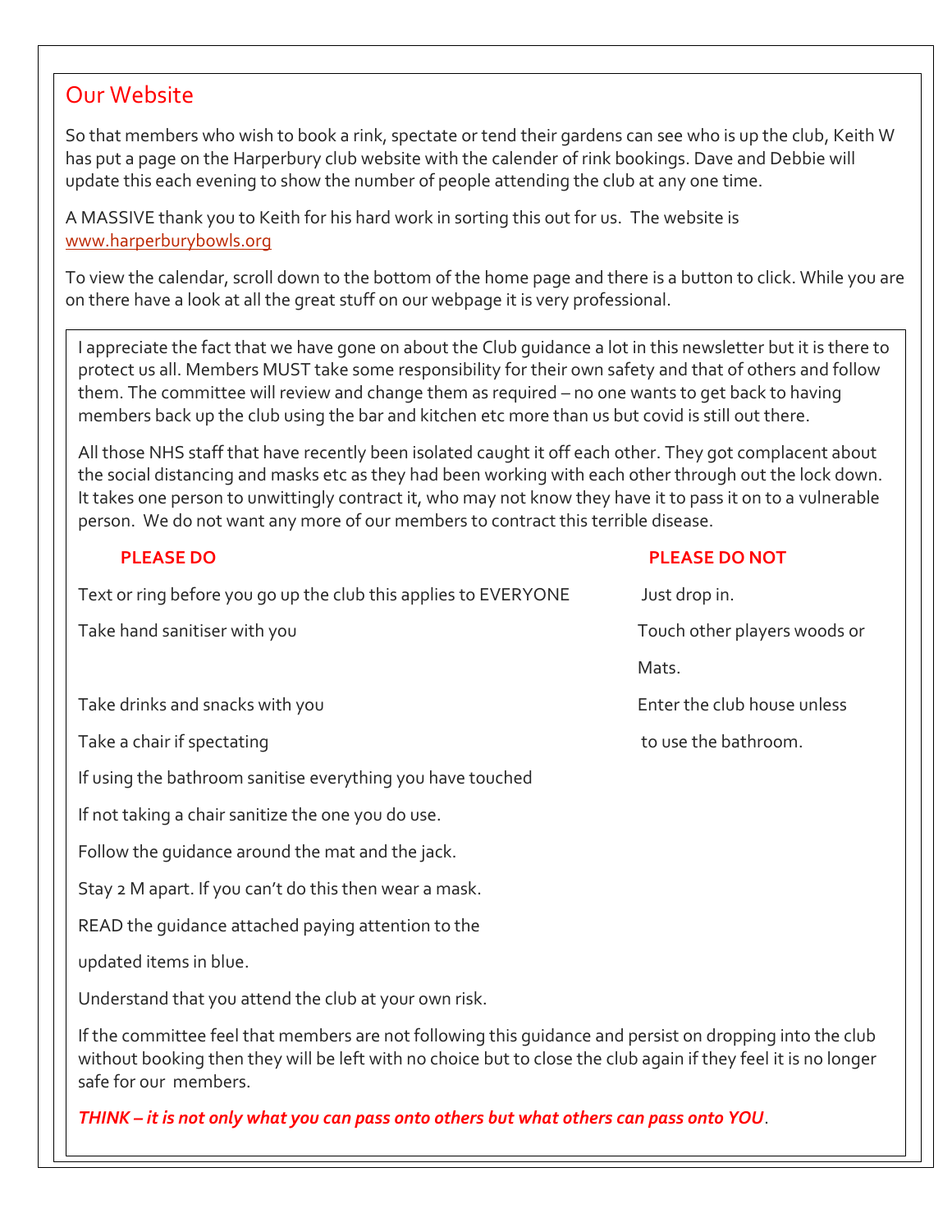## Our Website

So that members who wish to book a rink, spectate or tend their gardens can see who is up the club, Keith W has put a page on the Harperbury club website with the calender of rink bookings. Dave and Debbie will update this each evening to show the number of people attending the club at any one time.

A MASSIVE thank you to Keith for his hard work in sorting this out for us. The website is www.harperburybowls.org

To view the calendar, scroll down to the bottom of the home page and there is a button to click. While you are on there have a look at all the great stuff on our webpage it is very professional.

I appreciate the fact that we have gone on about the Club guidance a lot in this newsletter but it is there to protect us all. Members MUST take some responsibility for their own safety and that of others and follow them. The committee will review and change them as required – no one wants to get back to having members back up the club using the bar and kitchen etc more than us but covid is still out there.

All those NHS staff that have recently been isolated caught it off each other. They got complacent about the social distancing and masks etc as they had been working with each other through out the lock down. It takes one person to unwittingly contract it, who may not know they have it to pass it on to a vulnerable person. We do not want any more of our members to contract this terrible disease.

**PLEASE DO**

Text or ring before you go up the club this applies to EVERYONE

Take hand sanitiser with you

Take drinks and snacks with you

Take a chair if spectating

If using the bathroom sanitise everything you have touched

If not taking a chair sanitize the one you do use.

Follow the guidance around the mat and the jack.

Stay 2 M apart. If you can't do this then wear a mask.

READ the guidance attached paying attention to the updated items in blue.

Understand that you attend the club at your own risk.

**PLEASE DO NOT**

Just drop in.

Touch other players woods or Mats.

Enter the club house unless to use the bathroom.

If the committee feel that members are not following this guidance and persist on dropping into the club without booking then they will be left with no choice but to close the club again if they feel it is no longer safe for our members.

***THINK – it is not only what you can pass onto others but what others can pass onto YOU***.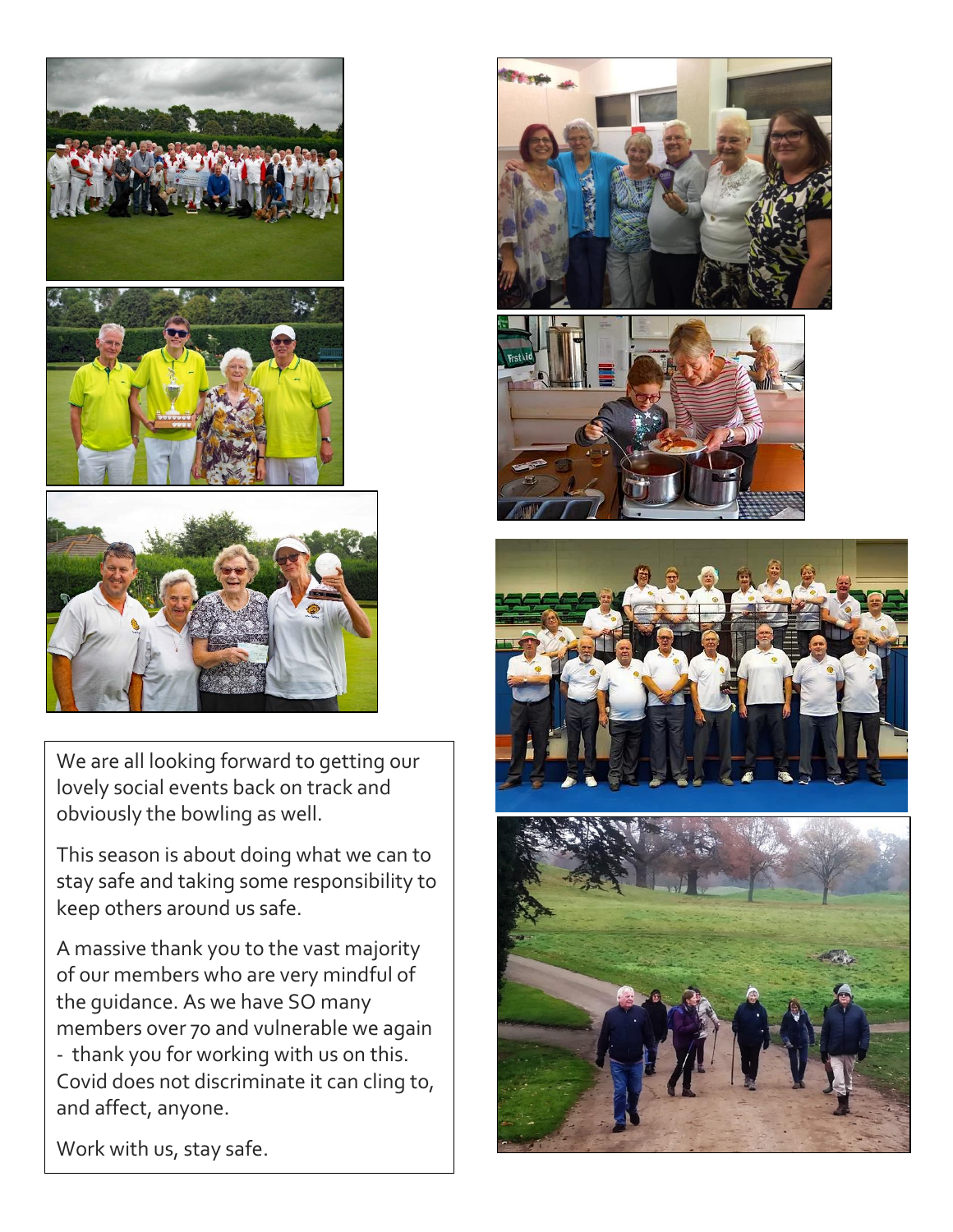We are all looking forward to getting our lovely social events back on track and obviously the bowling as well.

This season is about doing what we can to stay safe and taking some responsibility to keep others around us safe.

A massive thank you to the vast majority of our members who are very mindful of the guidance. As we have SO many members over 70 and vulnerable we again - thank you for working with us on this. Covid does not discriminate it can cling to, and affect, anyone.

Work with us, stay safe.